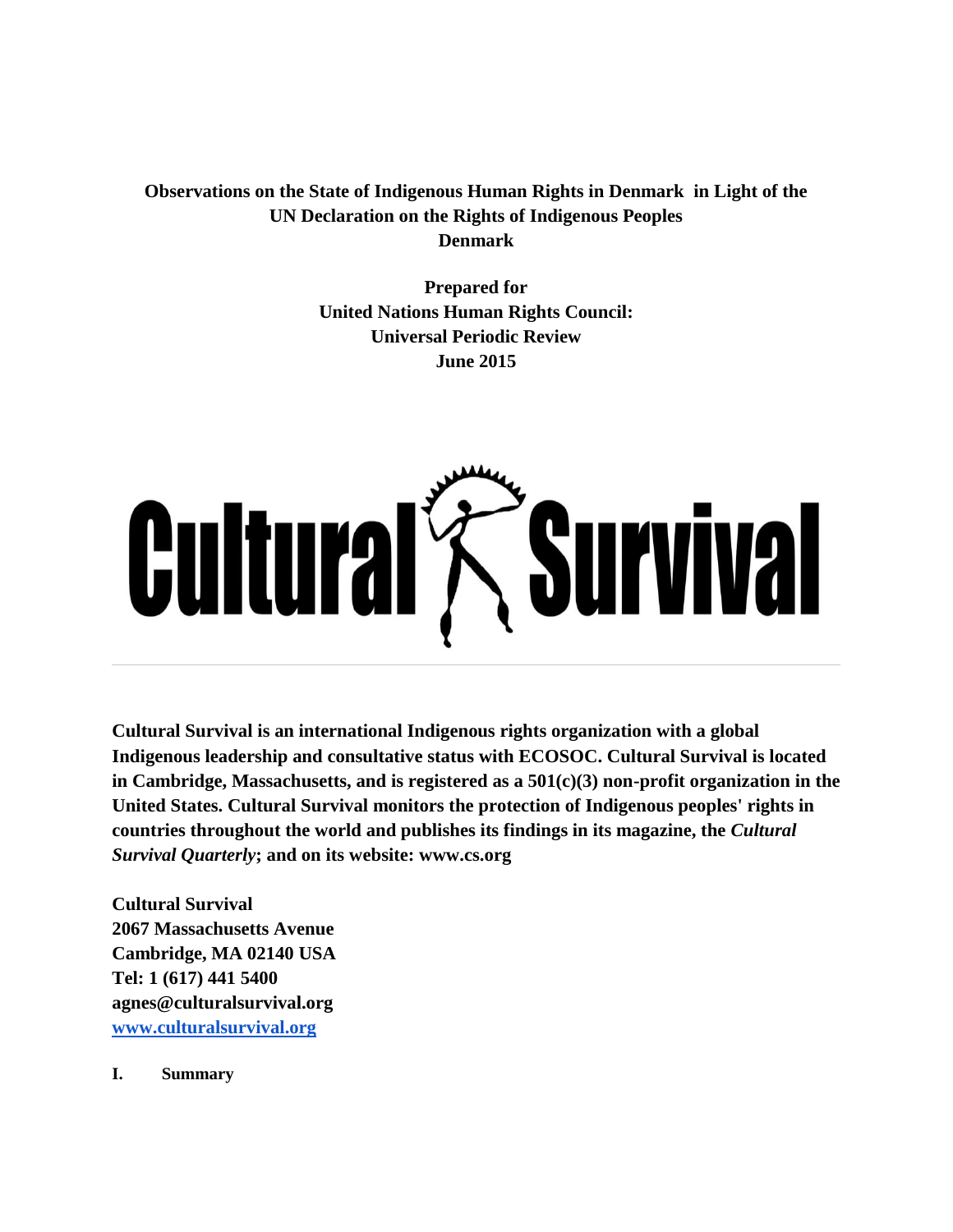**Observations on the State of Indigenous Human Rights in Denmark in Light of the UN Declaration on the Rights of Indigenous Peoples**
**Denmark**

**Prepared for**
**United Nations Human Rights Council:**
**Universal Periodic Review**
**June 2015**

**Cultural Survival is an international Indigenous rights organization with a global Indigenous leadership and consultative status with ECOSOC. Cultural Survival is located in Cambridge, Massachusetts, and is registered as a 501(c)(3) non-profit organization in the United States. Cultural Survival monitors the protection of Indigenous peoples' rights in countries throughout the world and publishes its findings in its magazine, the *Cultural Survival Quarterly*; and on its website: www.cs.org**

**Cultural Survival**
**2067 Massachusetts Avenue**
**Cambridge, MA 02140 USA**
**Tel: 1 (617) 441 5400**
**agnes@culturalsurvival.org**
**[www.culturalsurvival.org](http://www.culturalsurvival.org)**

## I. Summary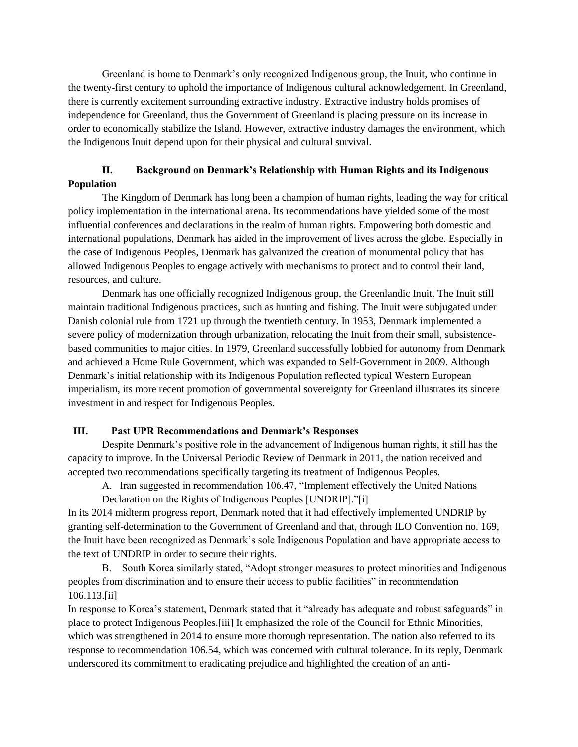Greenland is home to Denmark's only recognized Indigenous group, the Inuit, who continue in the twenty-first century to uphold the importance of Indigenous cultural acknowledgement. In Greenland, there is currently excitement surrounding extractive industry. Extractive industry holds promises of independence for Greenland, thus the Government of Greenland is placing pressure on its increase in order to economically stabilize the Island. However, extractive industry damages the environment, which the Indigenous Inuit depend upon for their physical and cultural survival.

## II. Background on Denmark's Relationship with Human Rights and its Indigenous Population

The Kingdom of Denmark has long been a champion of human rights, leading the way for critical policy implementation in the international arena. Its recommendations have yielded some of the most influential conferences and declarations in the realm of human rights. Empowering both domestic and international populations, Denmark has aided in the improvement of lives across the globe. Especially in the case of Indigenous Peoples, Denmark has galvanized the creation of monumental policy that has allowed Indigenous Peoples to engage actively with mechanisms to protect and to control their land, resources, and culture.

Denmark has one officially recognized Indigenous group, the Greenlandic Inuit. The Inuit still maintain traditional Indigenous practices, such as hunting and fishing. The Inuit were subjugated under Danish colonial rule from 1721 up through the twentieth century. In 1953, Denmark implemented a severe policy of modernization through urbanization, relocating the Inuit from their small, subsistence-based communities to major cities. In 1979, Greenland successfully lobbied for autonomy from Denmark and achieved a Home Rule Government, which was expanded to Self-Government in 2009. Although Denmark's initial relationship with its Indigenous Population reflected typical Western European imperialism, its more recent promotion of governmental sovereignty for Greenland illustrates its sincere investment in and respect for Indigenous Peoples.

## III. Past UPR Recommendations and Denmark's Responses

Despite Denmark's positive role in the advancement of Indigenous human rights, it still has the capacity to improve. In the Universal Periodic Review of Denmark in 2011, the nation received and accepted two recommendations specifically targeting its treatment of Indigenous Peoples.

A. Iran suggested in recommendation 106.47, "Implement effectively the United Nations Declaration on the Rights of Indigenous Peoples [UNDRIP]."[i]

In its 2014 midterm progress report, Denmark noted that it had effectively implemented UNDRIP by granting self-determination to the Government of Greenland and that, through ILO Convention no. 169, the Inuit have been recognized as Denmark's sole Indigenous Population and have appropriate access to the text of UNDRIP in order to secure their rights.

B. South Korea similarly stated, "Adopt stronger measures to protect minorities and Indigenous peoples from discrimination and to ensure their access to public facilities" in recommendation 106.113.[ii]

In response to Korea's statement, Denmark stated that it "already has adequate and robust safeguards" in place to protect Indigenous Peoples.[iii] It emphasized the role of the Council for Ethnic Minorities, which was strengthened in 2014 to ensure more thorough representation. The nation also referred to its response to recommendation 106.54, which was concerned with cultural tolerance. In its reply, Denmark underscored its commitment to eradicating prejudice and highlighted the creation of an anti-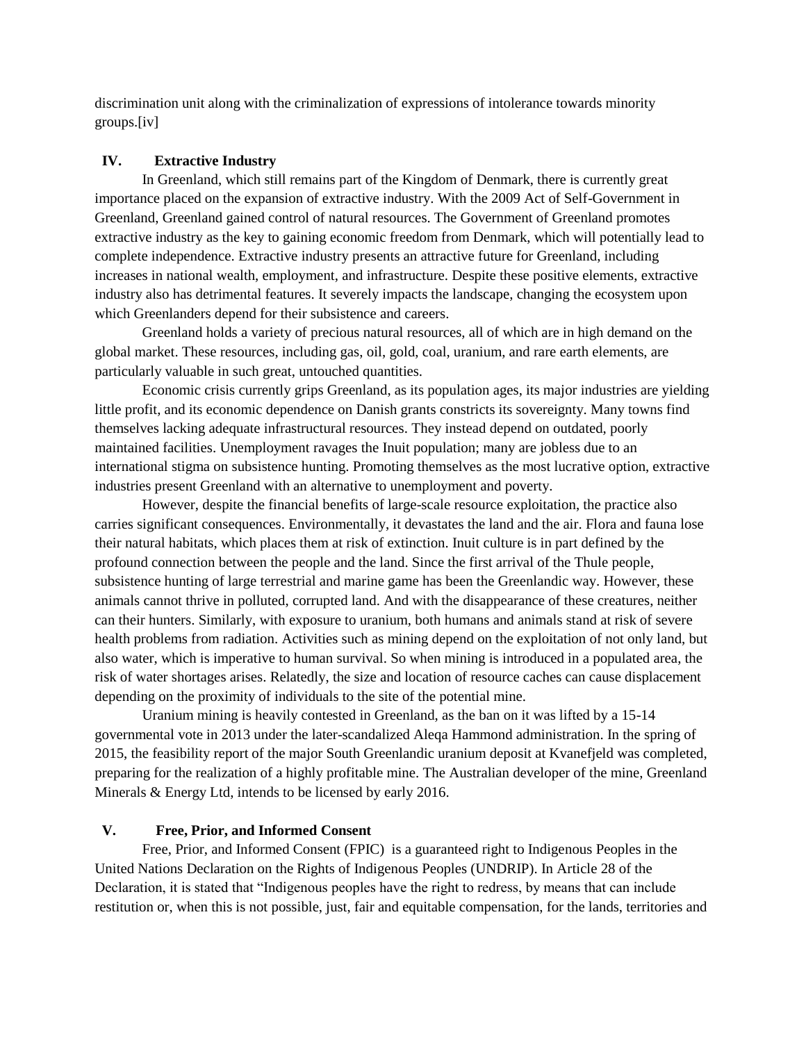discrimination unit along with the criminalization of expressions of intolerance towards minority groups.[iv]

## IV. Extractive Industry

In Greenland, which still remains part of the Kingdom of Denmark, there is currently great importance placed on the expansion of extractive industry. With the 2009 Act of Self-Government in Greenland, Greenland gained control of natural resources. The Government of Greenland promotes extractive industry as the key to gaining economic freedom from Denmark, which will potentially lead to complete independence. Extractive industry presents an attractive future for Greenland, including increases in national wealth, employment, and infrastructure. Despite these positive elements, extractive industry also has detrimental features. It severely impacts the landscape, changing the ecosystem upon which Greenlanders depend for their subsistence and careers.

Greenland holds a variety of precious natural resources, all of which are in high demand on the global market. These resources, including gas, oil, gold, coal, uranium, and rare earth elements, are particularly valuable in such great, untouched quantities.

Economic crisis currently grips Greenland, as its population ages, its major industries are yielding little profit, and its economic dependence on Danish grants constricts its sovereignty. Many towns find themselves lacking adequate infrastructural resources. They instead depend on outdated, poorly maintained facilities. Unemployment ravages the Inuit population; many are jobless due to an international stigma on subsistence hunting. Promoting themselves as the most lucrative option, extractive industries present Greenland with an alternative to unemployment and poverty.

However, despite the financial benefits of large-scale resource exploitation, the practice also carries significant consequences. Environmentally, it devastates the land and the air. Flora and fauna lose their natural habitats, which places them at risk of extinction. Inuit culture is in part defined by the profound connection between the people and the land. Since the first arrival of the Thule people, subsistence hunting of large terrestrial and marine game has been the Greenlandic way. However, these animals cannot thrive in polluted, corrupted land. And with the disappearance of these creatures, neither can their hunters. Similarly, with exposure to uranium, both humans and animals stand at risk of severe health problems from radiation. Activities such as mining depend on the exploitation of not only land, but also water, which is imperative to human survival. So when mining is introduced in a populated area, the risk of water shortages arises. Relatedly, the size and location of resource caches can cause displacement depending on the proximity of individuals to the site of the potential mine.

Uranium mining is heavily contested in Greenland, as the ban on it was lifted by a 15-14 governmental vote in 2013 under the later-scandalized Aleqa Hammond administration. In the spring of 2015, the feasibility report of the major South Greenlandic uranium deposit at Kvanefjeld was completed, preparing for the realization of a highly profitable mine. The Australian developer of the mine, Greenland Minerals & Energy Ltd, intends to be licensed by early 2016.

## V. Free, Prior, and Informed Consent

Free, Prior, and Informed Consent (FPIC) is a guaranteed right to Indigenous Peoples in the United Nations Declaration on the Rights of Indigenous Peoples (UNDRIP). In Article 28 of the Declaration, it is stated that "Indigenous peoples have the right to redress, by means that can include restitution or, when this is not possible, just, fair and equitable compensation, for the lands, territories and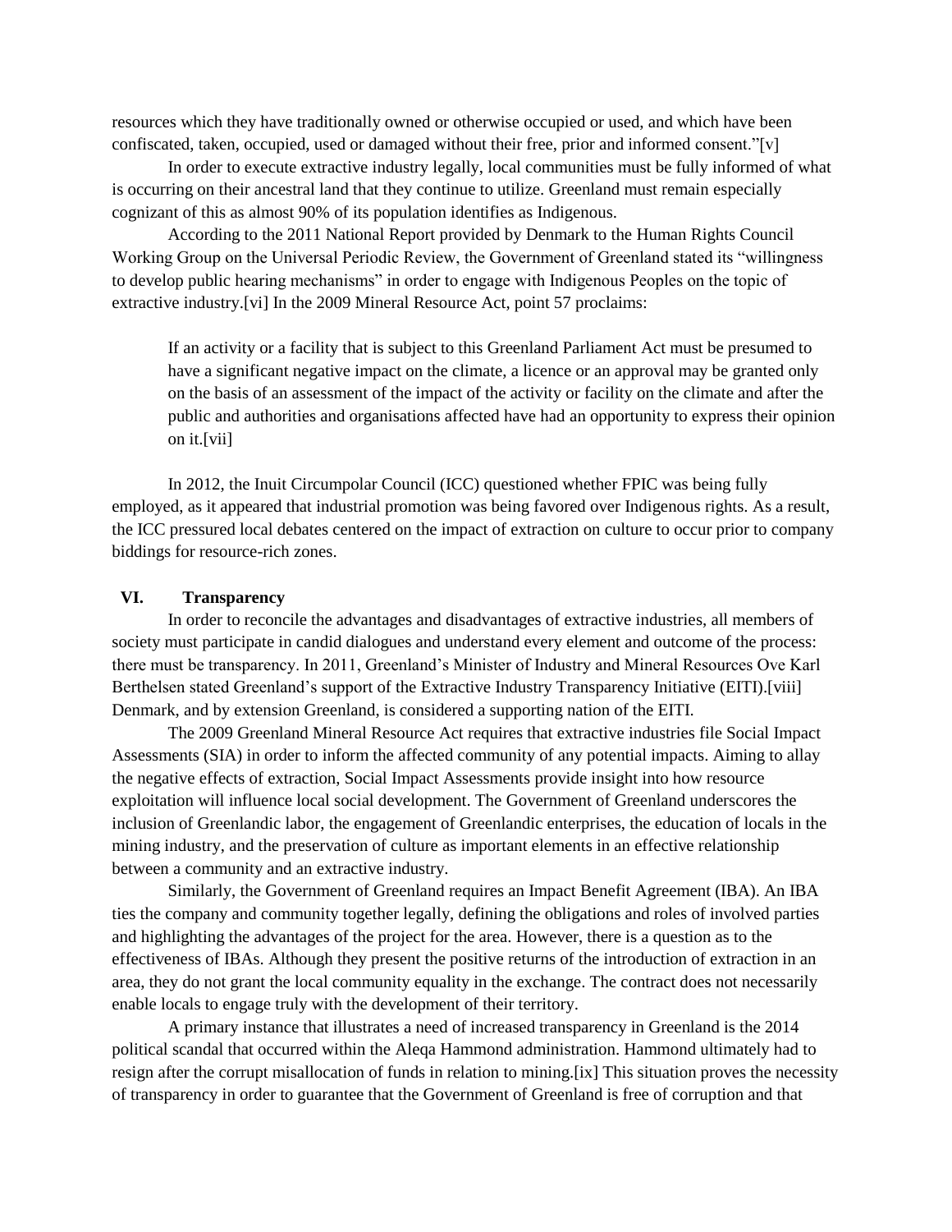resources which they have traditionally owned or otherwise occupied or used, and which have been confiscated, taken, occupied, used or damaged without their free, prior and informed consent."[v]

In order to execute extractive industry legally, local communities must be fully informed of what is occurring on their ancestral land that they continue to utilize. Greenland must remain especially cognizant of this as almost 90% of its population identifies as Indigenous.

According to the 2011 National Report provided by Denmark to the Human Rights Council Working Group on the Universal Periodic Review, the Government of Greenland stated its "willingness to develop public hearing mechanisms" in order to engage with Indigenous Peoples on the topic of extractive industry.[vi] In the 2009 Mineral Resource Act, point 57 proclaims:

> If an activity or a facility that is subject to this Greenland Parliament Act must be presumed to have a significant negative impact on the climate, a licence or an approval may be granted only on the basis of an assessment of the impact of the activity or facility on the climate and after the public and authorities and organisations affected have had an opportunity to express their opinion on it.[vii]

In 2012, the Inuit Circumpolar Council (ICC) questioned whether FPIC was being fully employed, as it appeared that industrial promotion was being favored over Indigenous rights. As a result, the ICC pressured local debates centered on the impact of extraction on culture to occur prior to company biddings for resource-rich zones.

## VI. Transparency

In order to reconcile the advantages and disadvantages of extractive industries, all members of society must participate in candid dialogues and understand every element and outcome of the process: there must be transparency. In 2011, Greenland's Minister of Industry and Mineral Resources Ove Karl Berthelsen stated Greenland's support of the Extractive Industry Transparency Initiative (EITI).[viii] Denmark, and by extension Greenland, is considered a supporting nation of the EITI.

The 2009 Greenland Mineral Resource Act requires that extractive industries file Social Impact Assessments (SIA) in order to inform the affected community of any potential impacts. Aiming to allay the negative effects of extraction, Social Impact Assessments provide insight into how resource exploitation will influence local social development. The Government of Greenland underscores the inclusion of Greenlandic labor, the engagement of Greenlandic enterprises, the education of locals in the mining industry, and the preservation of culture as important elements in an effective relationship between a community and an extractive industry.

Similarly, the Government of Greenland requires an Impact Benefit Agreement (IBA). An IBA ties the company and community together legally, defining the obligations and roles of involved parties and highlighting the advantages of the project for the area. However, there is a question as to the effectiveness of IBAs. Although they present the positive returns of the introduction of extraction in an area, they do not grant the local community equality in the exchange. The contract does not necessarily enable locals to engage truly with the development of their territory.

A primary instance that illustrates a need of increased transparency in Greenland is the 2014 political scandal that occurred within the Aleqa Hammond administration. Hammond ultimately had to resign after the corrupt misallocation of funds in relation to mining.[ix] This situation proves the necessity of transparency in order to guarantee that the Government of Greenland is free of corruption and that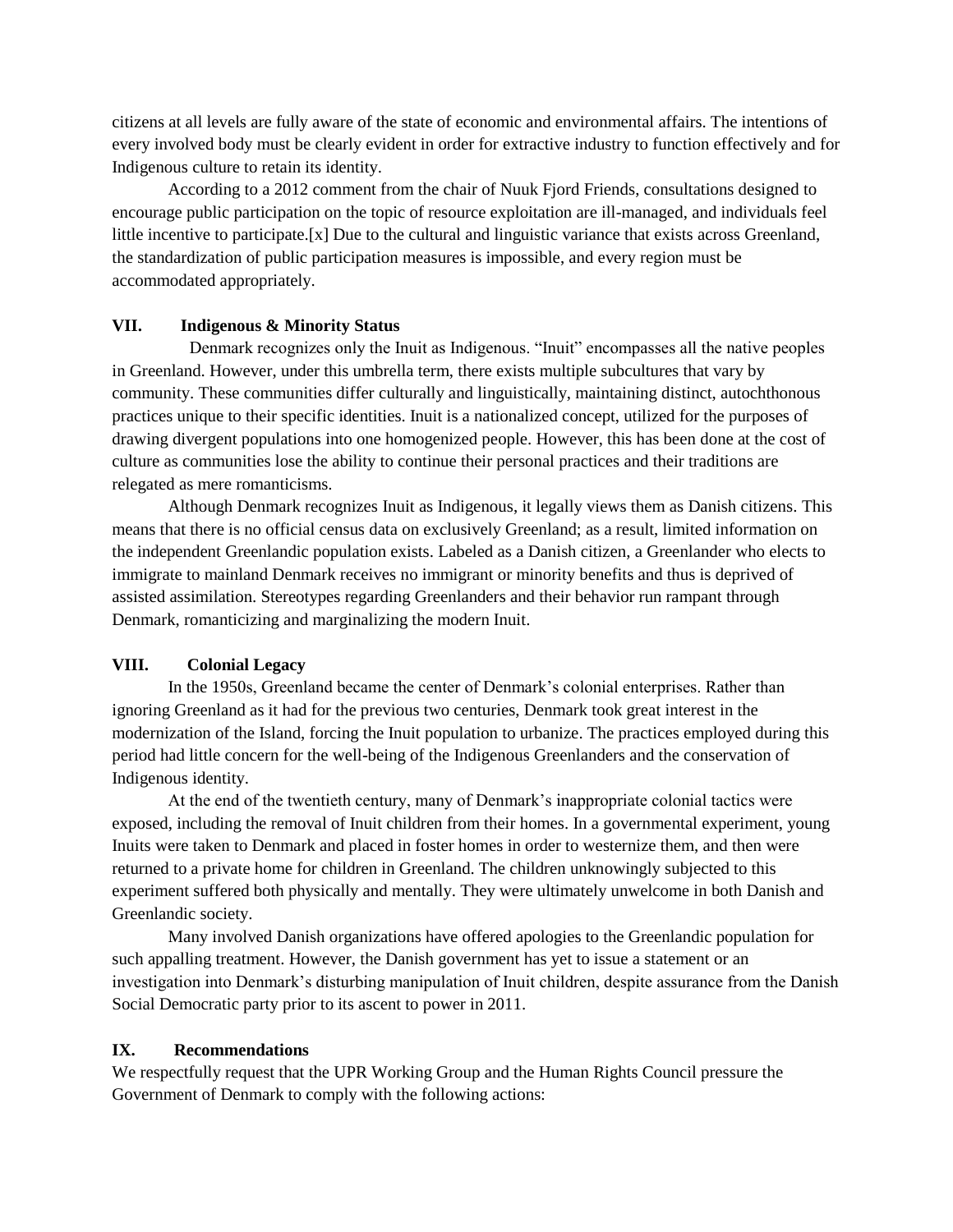citizens at all levels are fully aware of the state of economic and environmental affairs. The intentions of every involved body must be clearly evident in order for extractive industry to function effectively and for Indigenous culture to retain its identity.

According to a 2012 comment from the chair of Nuuk Fjord Friends, consultations designed to encourage public participation on the topic of resource exploitation are ill-managed, and individuals feel little incentive to participate.[x] Due to the cultural and linguistic variance that exists across Greenland, the standardization of public participation measures is impossible, and every region must be accommodated appropriately.

## VII. Indigenous & Minority Status

Denmark recognizes only the Inuit as Indigenous. "Inuit" encompasses all the native peoples in Greenland. However, under this umbrella term, there exists multiple subcultures that vary by community. These communities differ culturally and linguistically, maintaining distinct, autochthonous practices unique to their specific identities. Inuit is a nationalized concept, utilized for the purposes of drawing divergent populations into one homogenized people. However, this has been done at the cost of culture as communities lose the ability to continue their personal practices and their traditions are relegated as mere romanticisms.

Although Denmark recognizes Inuit as Indigenous, it legally views them as Danish citizens. This means that there is no official census data on exclusively Greenland; as a result, limited information on the independent Greenlandic population exists. Labeled as a Danish citizen, a Greenlander who elects to immigrate to mainland Denmark receives no immigrant or minority benefits and thus is deprived of assisted assimilation. Stereotypes regarding Greenlanders and their behavior run rampant through Denmark, romanticizing and marginalizing the modern Inuit.

## VIII. Colonial Legacy

In the 1950s, Greenland became the center of Denmark's colonial enterprises. Rather than ignoring Greenland as it had for the previous two centuries, Denmark took great interest in the modernization of the Island, forcing the Inuit population to urbanize. The practices employed during this period had little concern for the well-being of the Indigenous Greenlanders and the conservation of Indigenous identity.

At the end of the twentieth century, many of Denmark's inappropriate colonial tactics were exposed, including the removal of Inuit children from their homes. In a governmental experiment, young Inuits were taken to Denmark and placed in foster homes in order to westernize them, and then were returned to a private home for children in Greenland. The children unknowingly subjected to this experiment suffered both physically and mentally. They were ultimately unwelcome in both Danish and Greenlandic society.

Many involved Danish organizations have offered apologies to the Greenlandic population for such appalling treatment. However, the Danish government has yet to issue a statement or an investigation into Denmark's disturbing manipulation of Inuit children, despite assurance from the Danish Social Democratic party prior to its ascent to power in 2011.

## IX. Recommendations

We respectfully request that the UPR Working Group and the Human Rights Council pressure the Government of Denmark to comply with the following actions: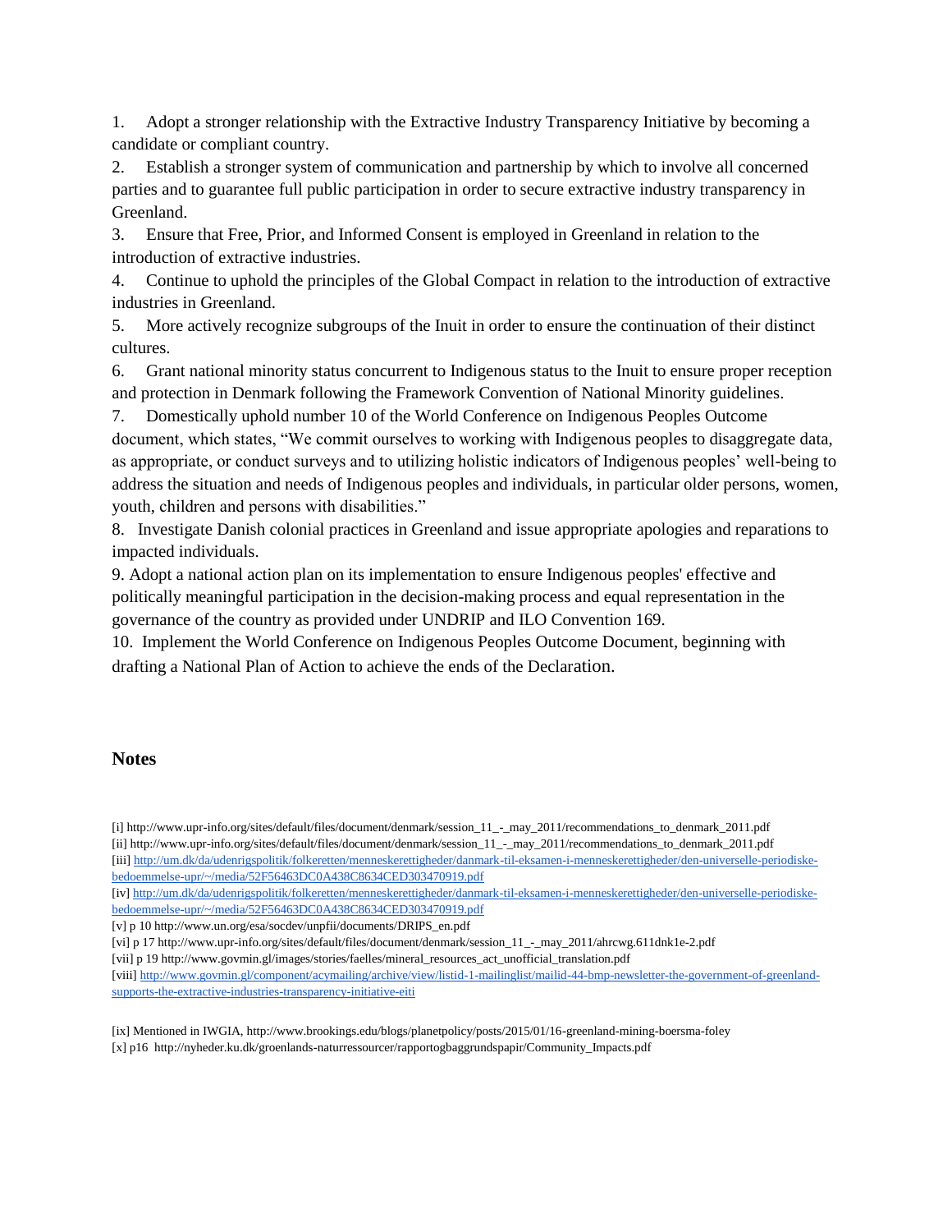1. Adopt a stronger relationship with the Extractive Industry Transparency Initiative by becoming a candidate or compliant country.
2. Establish a stronger system of communication and partnership by which to involve all concerned parties and to guarantee full public participation in order to secure extractive industry transparency in Greenland.
3. Ensure that Free, Prior, and Informed Consent is employed in Greenland in relation to the introduction of extractive industries.
4. Continue to uphold the principles of the Global Compact in relation to the introduction of extractive industries in Greenland.
5. More actively recognize subgroups of the Inuit in order to ensure the continuation of their distinct cultures.
6. Grant national minority status concurrent to Indigenous status to the Inuit to ensure proper reception and protection in Denmark following the Framework Convention of National Minority guidelines.
7. Domestically uphold number 10 of the World Conference on Indigenous Peoples Outcome document, which states, "We commit ourselves to working with Indigenous peoples to disaggregate data, as appropriate, or conduct surveys and to utilizing holistic indicators of Indigenous peoples' well-being to address the situation and needs of Indigenous peoples and individuals, in particular older persons, women, youth, children and persons with disabilities."
8. Investigate Danish colonial practices in Greenland and issue appropriate apologies and reparations to impacted individuals.
9. Adopt a national action plan on its implementation to ensure Indigenous peoples' effective and politically meaningful participation in the decision-making process and equal representation in the governance of the country as provided under UNDRIP and ILO Convention 169.
10. Implement the World Conference on Indigenous Peoples Outcome Document, beginning with drafting a National Plan of Action to achieve the ends of the Declaration.

## Notes

[i] http://www.upr-info.org/sites/default/files/document/denmark/session_11_-_may_2011/recommendations_to_denmark_2011.pdf

[ii] http://www.upr-info.org/sites/default/files/document/denmark/session_11_-_may_2011/recommendations_to_denmark_2011.pdf

[iii] http://um.dk/da/udenrigspolitik/folkeretten/menneskerettigheder/danmark-til-eksamen-i-menneskerettigheder/den-universelle-periodiske-bedoemmelse-upr/~/media/52F56463DC0A438C8634CED303470919.pdf

[iv] http://um.dk/da/udenrigspolitik/folkeretten/menneskerettigheder/danmark-til-eksamen-i-menneskerettigheder/den-universelle-periodiske-bedoemmelse-upr/~/media/52F56463DC0A438C8634CED303470919.pdf

[v] p 10 http://www.un.org/esa/socdev/unpfii/documents/DRIPS_en.pdf

[vi] p 17 http://www.upr-info.org/sites/default/files/document/denmark/session_11_-_may_2011/ahrcwg.611dnk1e-2.pdf

[vii] p 19 http://www.govmin.gl/images/stories/faelles/mineral_resources_act_unofficial_translation.pdf

[viii] http://www.govmin.gl/component/acymailing/archive/view/listid-1-mailinglist/mailid-44-bmp-newsletter-the-government-of-greenland-supports-the-extractive-industries-transparency-initiative-eiti

[ix] Mentioned in IWGIA, http://www.brookings.edu/blogs/planetpolicy/posts/2015/01/16-greenland-mining-boersma-foley

[x] p16 http://nyheder.ku.dk/groenlands-naturressourcer/rapportogbaggrundspapir/Community_Impacts.pdf